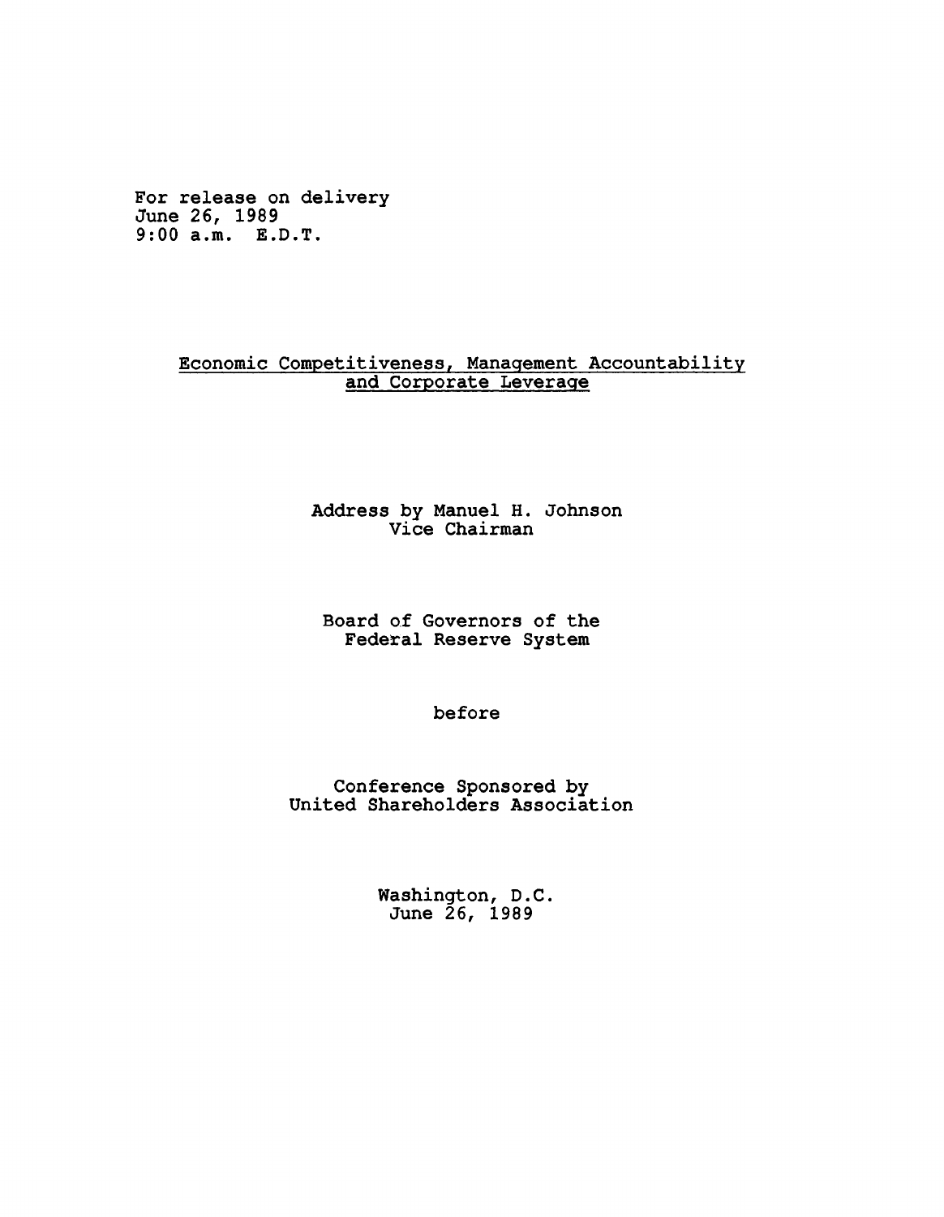For release on delivery
June 26, 1989
9:00 a.m. E.D.T.

# Economic Competitiveness, Management Accountability and Corporate Leverage

Address by Manuel H. Johnson
Vice Chairman

Board of Governors of the
Federal Reserve System

before

Conference Sponsored by
United Shareholders Association

Washington, D.C.
June 26, 1989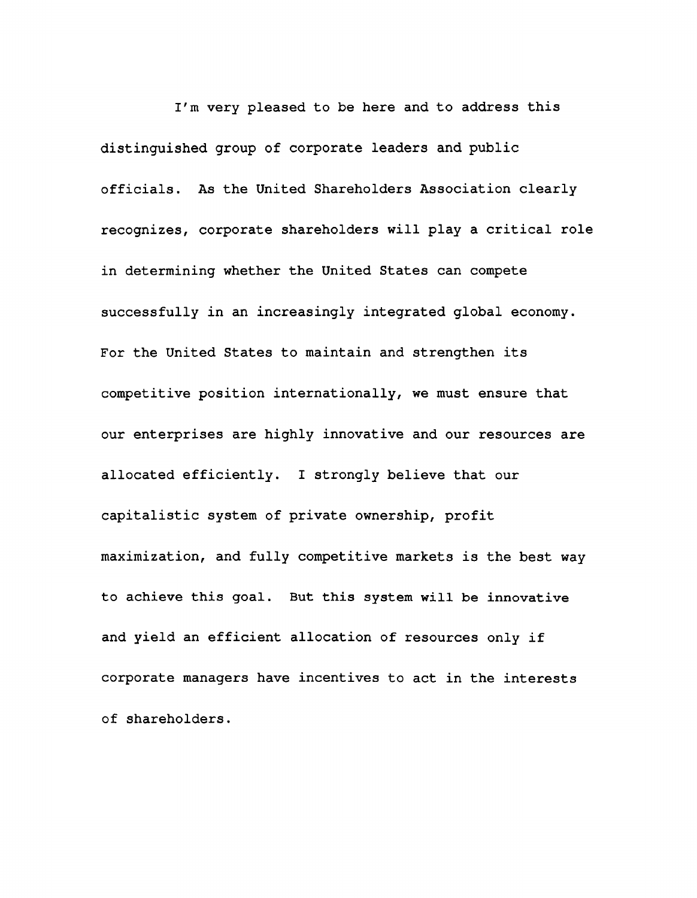I'm very pleased to be here and to address this distinguished group of corporate leaders and public officials. As the United Shareholders Association clearly recognizes, corporate shareholders will play a critical role in determining whether the United States can compete successfully in an increasingly integrated global economy. For the United States to maintain and strengthen its competitive position internationally, we must ensure that our enterprises are highly innovative and our resources are allocated efficiently. I strongly believe that our capitalistic system of private ownership, profit maximization, and fully competitive markets is the best way to achieve this goal. But this system will be innovative and yield an efficient allocation of resources only if corporate managers have incentives to act in the interests of shareholders.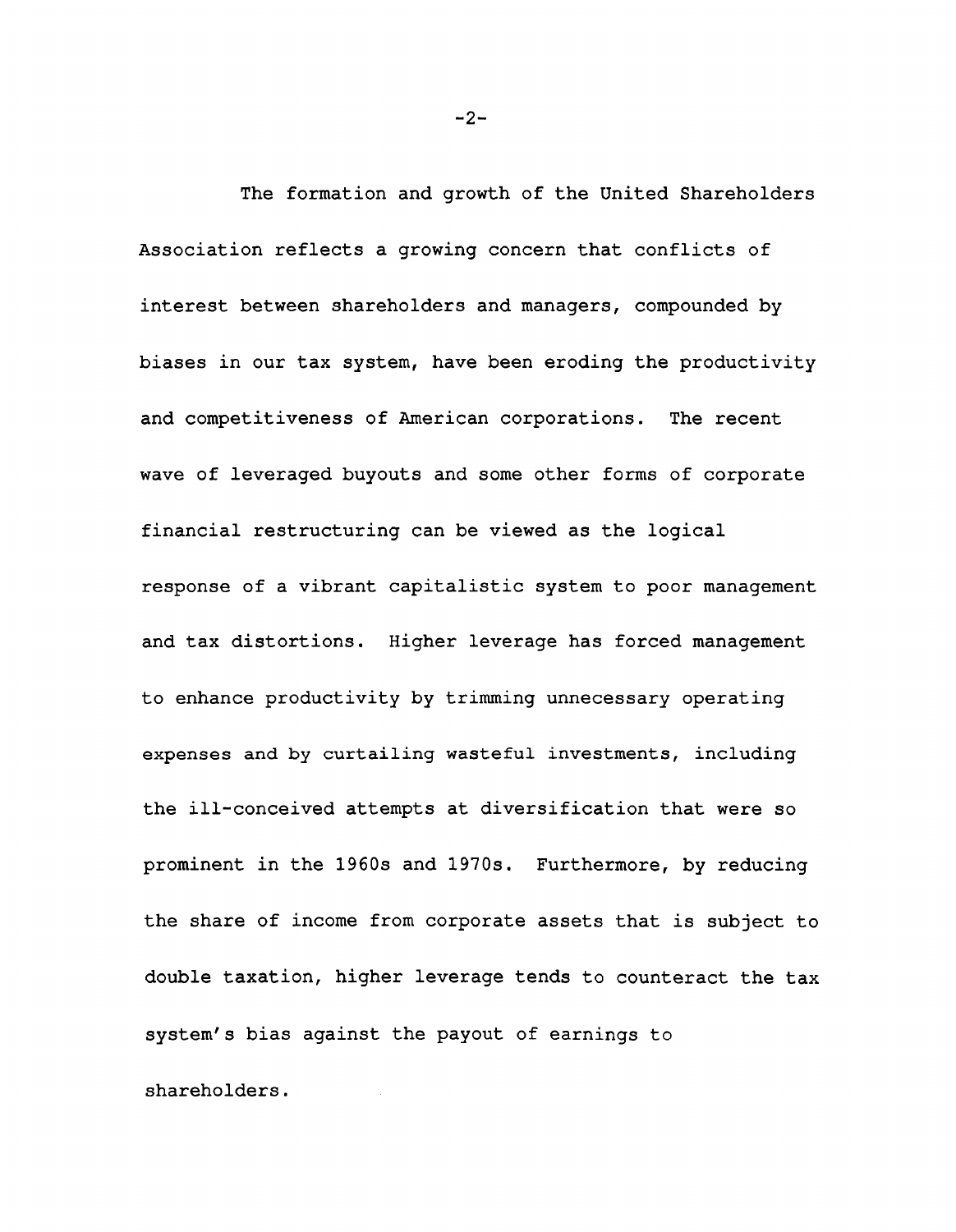The formation and growth of the United Shareholders Association reflects a growing concern that conflicts of interest between shareholders and managers, compounded by biases in our tax system, have been eroding the productivity and competitiveness of American corporations. The recent wave of leveraged buyouts and some other forms of corporate financial restructuring can be viewed as the logical response of a vibrant capitalistic system to poor management and tax distortions. Higher leverage has forced management to enhance productivity by trimming unnecessary operating expenses and by curtailing wasteful investments, including the ill-conceived attempts at diversification that were so prominent in the 1960s and 1970s. Furthermore, by reducing the share of income from corporate assets that is subject to double taxation, higher leverage tends to counteract the tax system's bias against the payout of earnings to shareholders.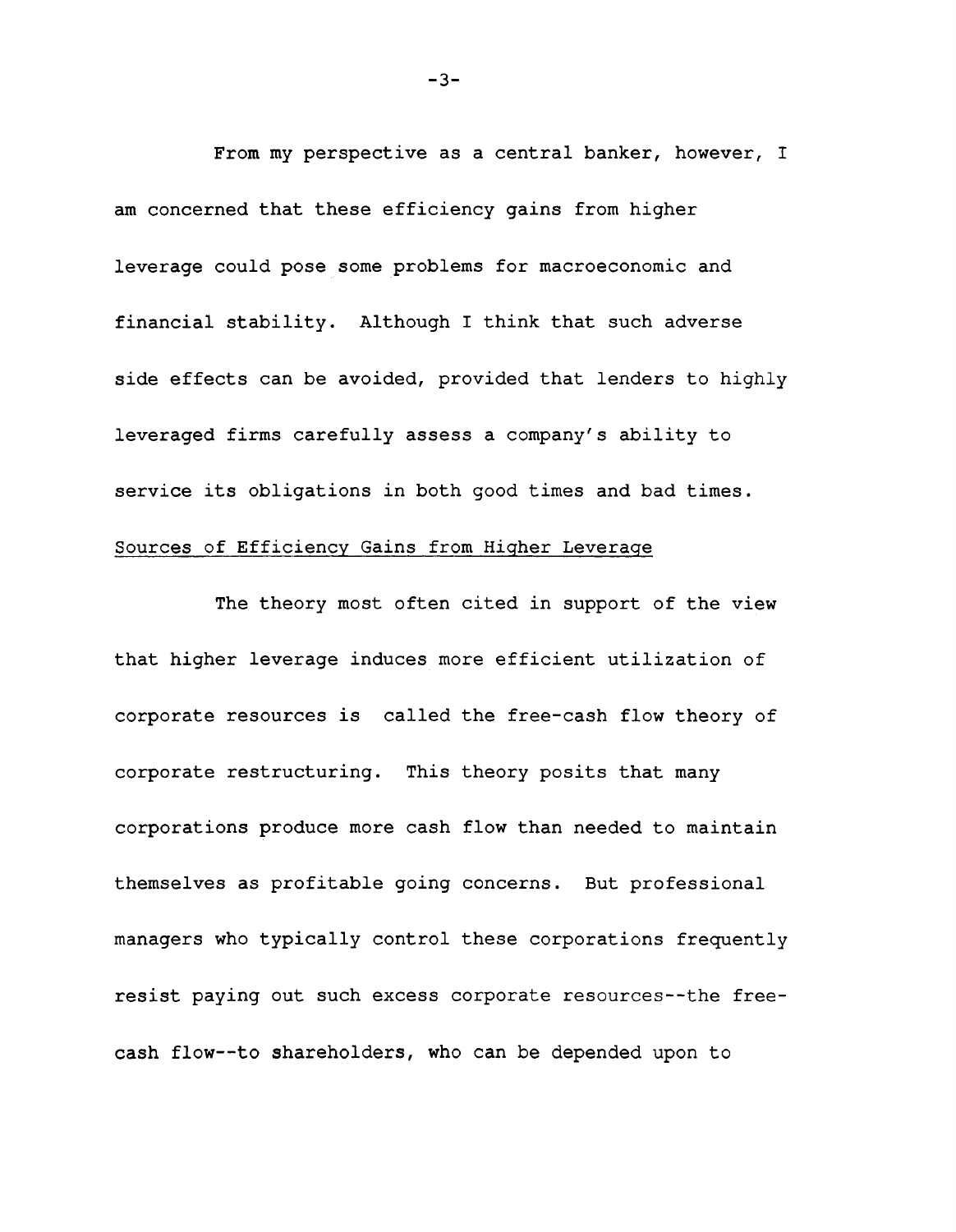From my perspective as a central banker, however, I am concerned that these efficiency gains from higher leverage could pose some problems for macroeconomic and financial stability. Although I think that such adverse side effects can be avoided, provided that lenders to highly leveraged firms carefully assess a company's ability to service its obligations in both good times and bad times.

## Sources of Efficiency Gains from Higher Leverage

The theory most often cited in support of the view that higher leverage induces more efficient utilization of corporate resources is called the free-cash flow theory of corporate restructuring. This theory posits that many corporations produce more cash flow than needed to maintain themselves as profitable going concerns. But professional managers who typically control these corporations frequently resist paying out such excess corporate resources--the free-cash flow--to shareholders, who can be depended upon to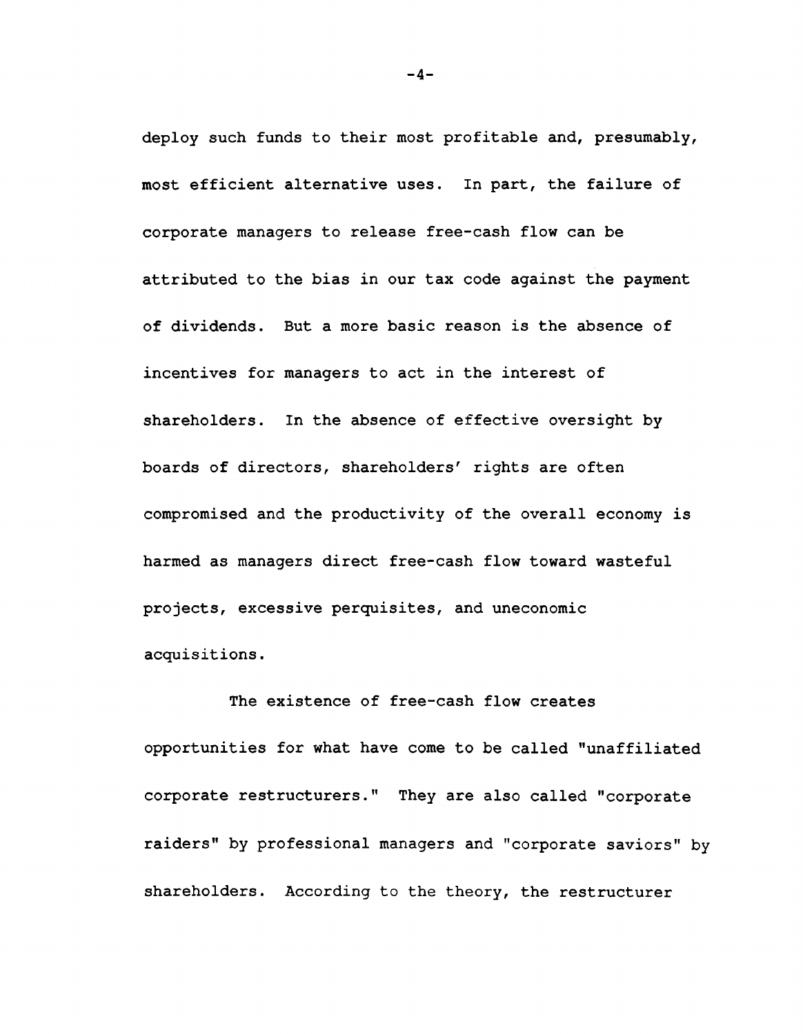deploy such funds to their most profitable and, presumably, most efficient alternative uses. In part, the failure of corporate managers to release free-cash flow can be attributed to the bias in our tax code against the payment of dividends. But a more basic reason is the absence of incentives for managers to act in the interest of shareholders. In the absence of effective oversight by boards of directors, shareholders' rights are often compromised and the productivity of the overall economy is harmed as managers direct free-cash flow toward wasteful projects, excessive perquisites, and uneconomic acquisitions.

The existence of free-cash flow creates opportunities for what have come to be called "unaffiliated corporate restructurers." They are also called "corporate raiders" by professional managers and "corporate saviors" by shareholders. According to the theory, the restructurer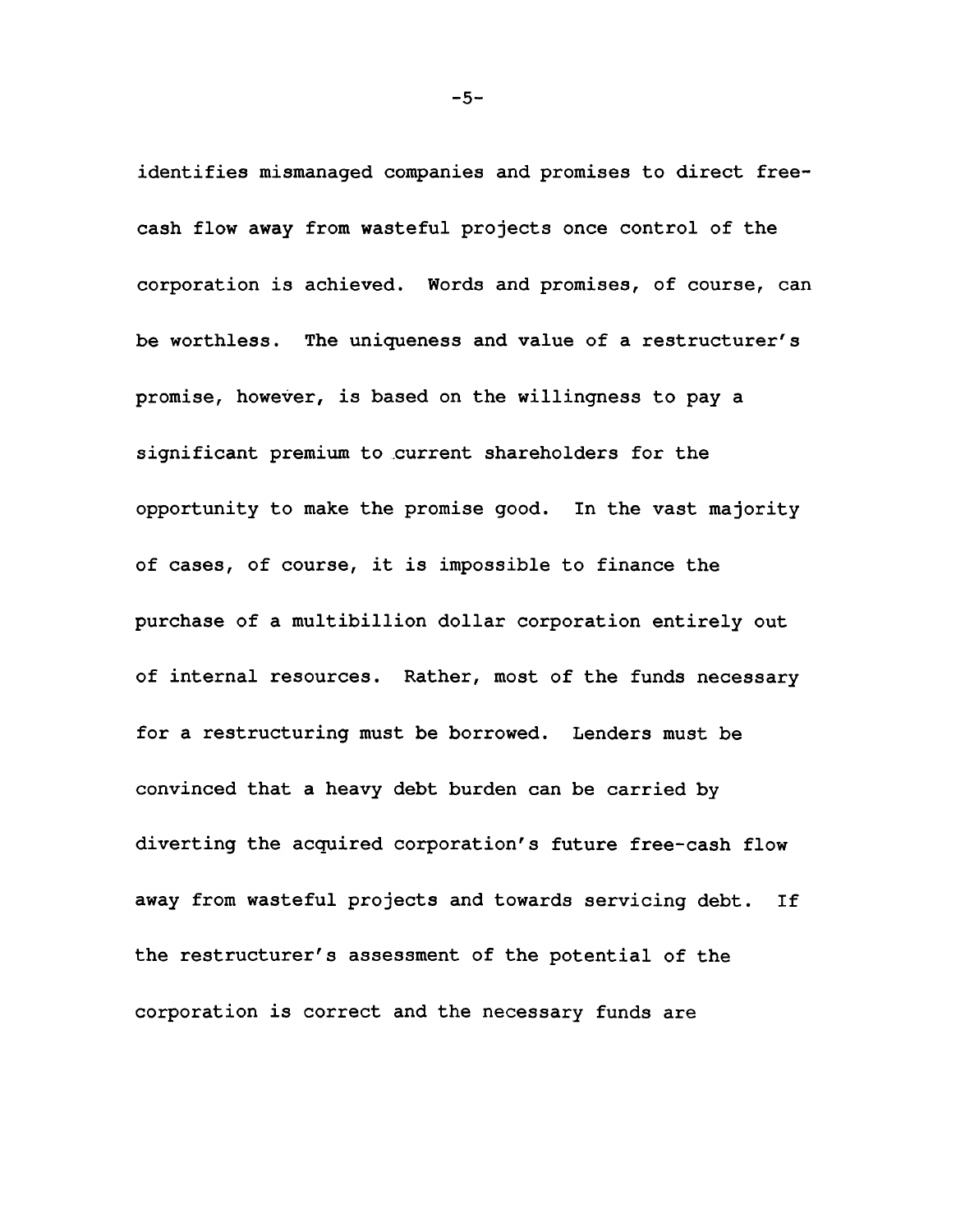identifies mismanaged companies and promises to direct free-cash flow away from wasteful projects once control of the corporation is achieved. Words and promises, of course, can be worthless. The uniqueness and value of a restructurer's promise, however, is based on the willingness to pay a significant premium to current shareholders for the opportunity to make the promise good. In the vast majority of cases, of course, it is impossible to finance the purchase of a multibillion dollar corporation entirely out of internal resources. Rather, most of the funds necessary for a restructuring must be borrowed. Lenders must be convinced that a heavy debt burden can be carried by diverting the acquired corporation's future free-cash flow away from wasteful projects and towards servicing debt. If the restructurer's assessment of the potential of the corporation is correct and the necessary funds are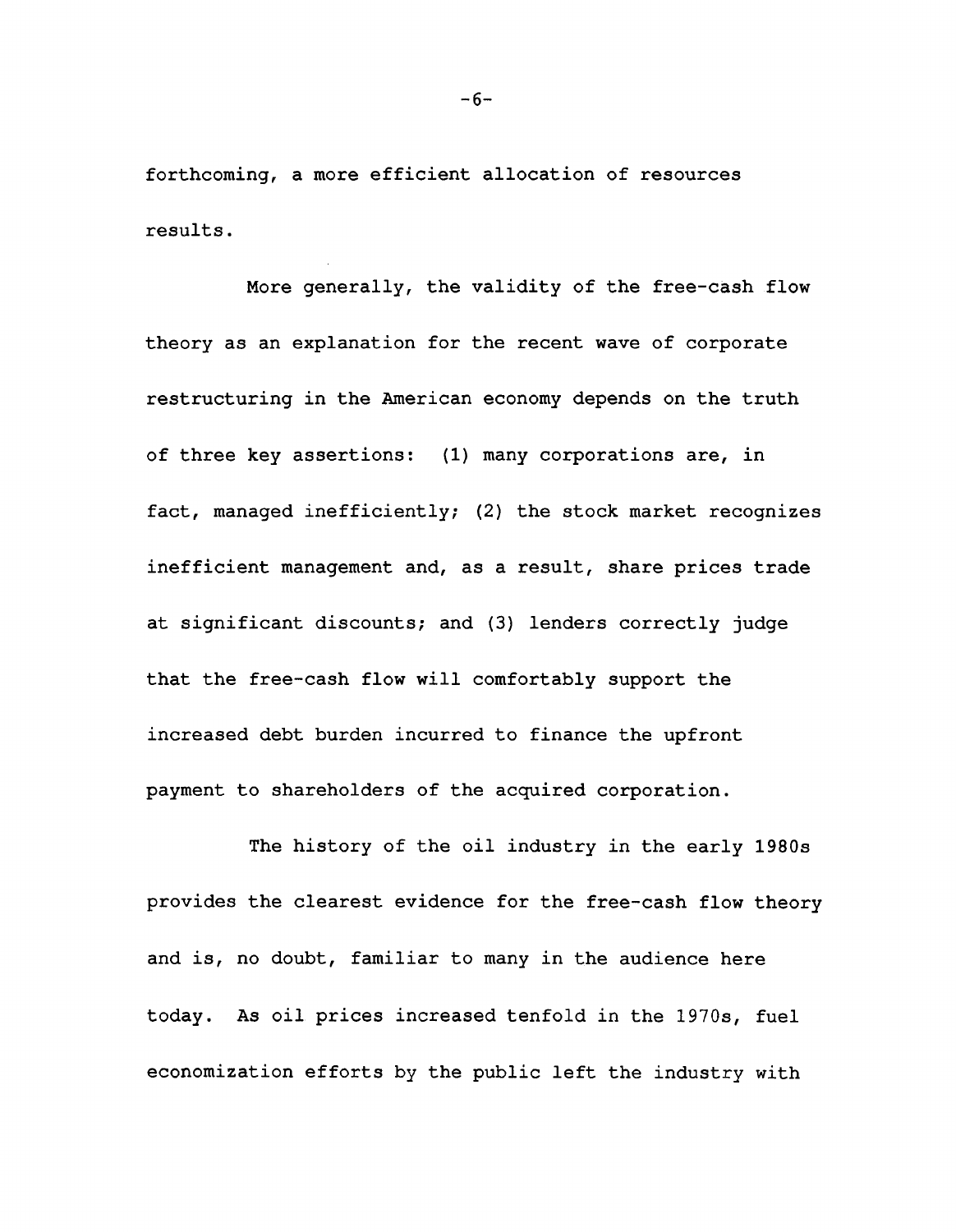forthcoming, a more efficient allocation of resources results.

More generally, the validity of the free-cash flow theory as an explanation for the recent wave of corporate restructuring in the American economy depends on the truth of three key assertions: (1) many corporations are, in fact, managed inefficiently; (2) the stock market recognizes inefficient management and, as a result, share prices trade at significant discounts; and (3) lenders correctly judge that the free-cash flow will comfortably support the increased debt burden incurred to finance the upfront payment to shareholders of the acquired corporation.

The history of the oil industry in the early 1980s provides the clearest evidence for the free-cash flow theory and is, no doubt, familiar to many in the audience here today. As oil prices increased tenfold in the 1970s, fuel economization efforts by the public left the industry with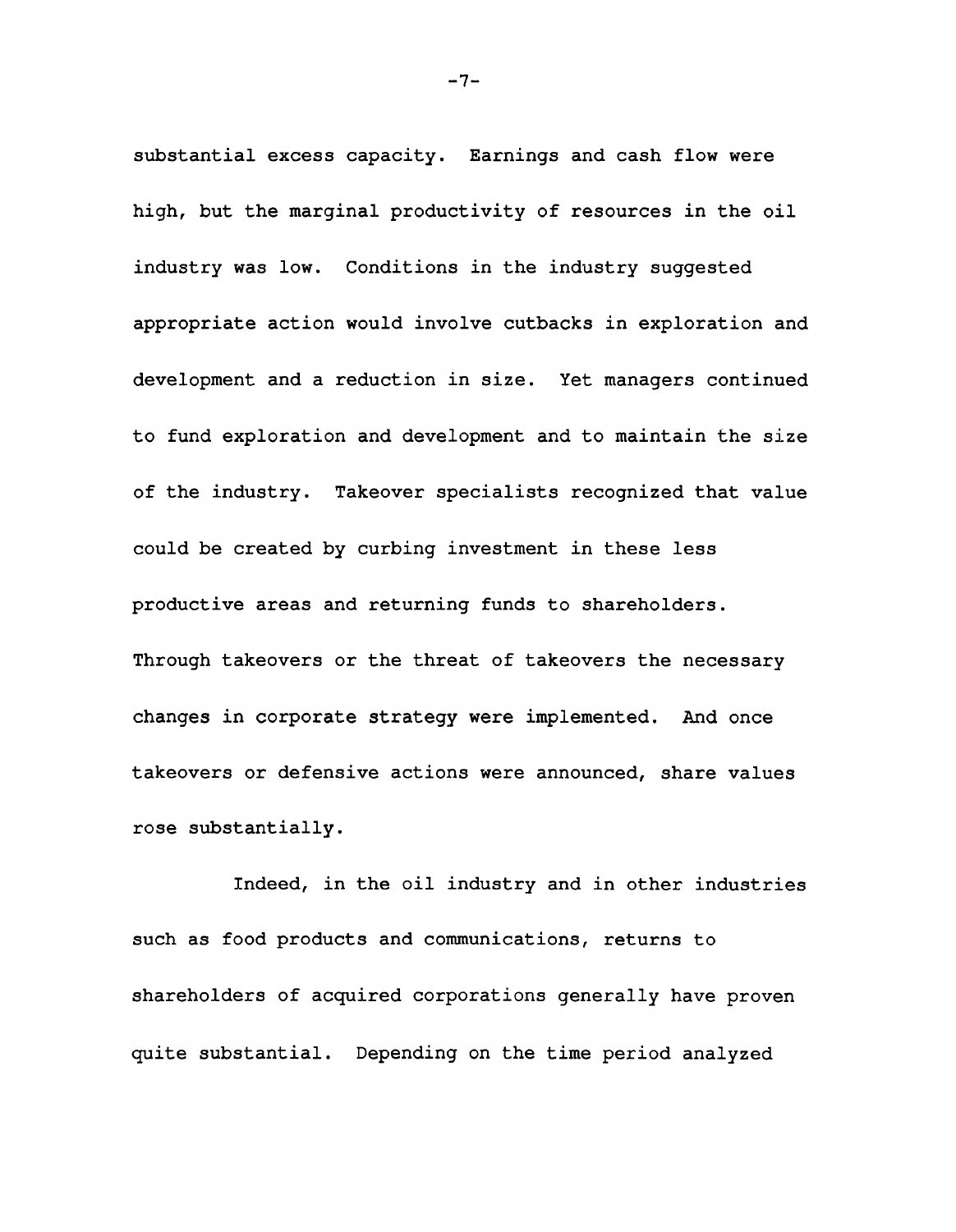substantial excess capacity. Earnings and cash flow were high, but the marginal productivity of resources in the oil industry was low. Conditions in the industry suggested appropriate action would involve cutbacks in exploration and development and a reduction in size. Yet managers continued to fund exploration and development and to maintain the size of the industry. Takeover specialists recognized that value could be created by curbing investment in these less productive areas and returning funds to shareholders. Through takeovers or the threat of takeovers the necessary changes in corporate strategy were implemented. And once takeovers or defensive actions were announced, share values rose substantially.

Indeed, in the oil industry and in other industries such as food products and communications, returns to shareholders of acquired corporations generally have proven quite substantial. Depending on the time period analyzed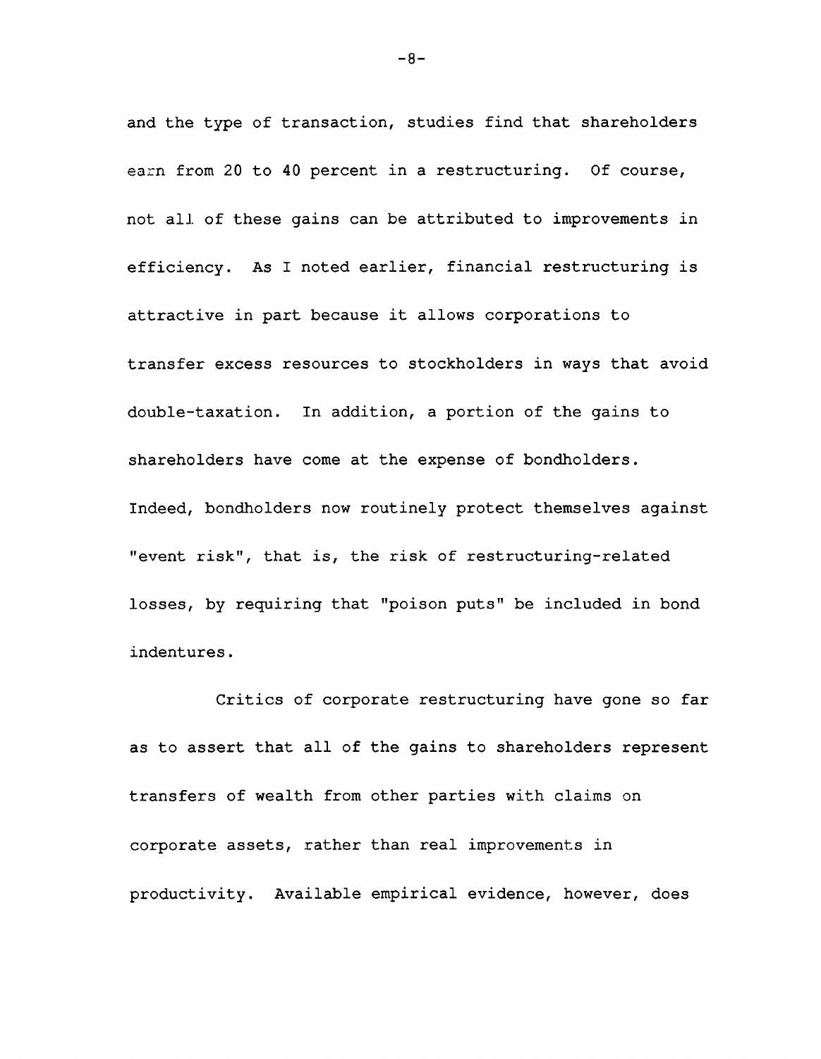and the type of transaction, studies find that shareholders earn from 20 to 40 percent in a restructuring. Of course, not all of these gains can be attributed to improvements in efficiency. As I noted earlier, financial restructuring is attractive in part because it allows corporations to transfer excess resources to stockholders in ways that avoid double-taxation. In addition, a portion of the gains to shareholders have come at the expense of bondholders. Indeed, bondholders now routinely protect themselves against "event risk", that is, the risk of restructuring-related losses, by requiring that "poison puts" be included in bond indentures.

Critics of corporate restructuring have gone so far as to assert that all of the gains to shareholders represent transfers of wealth from other parties with claims on corporate assets, rather than real improvements in productivity. Available empirical evidence, however, does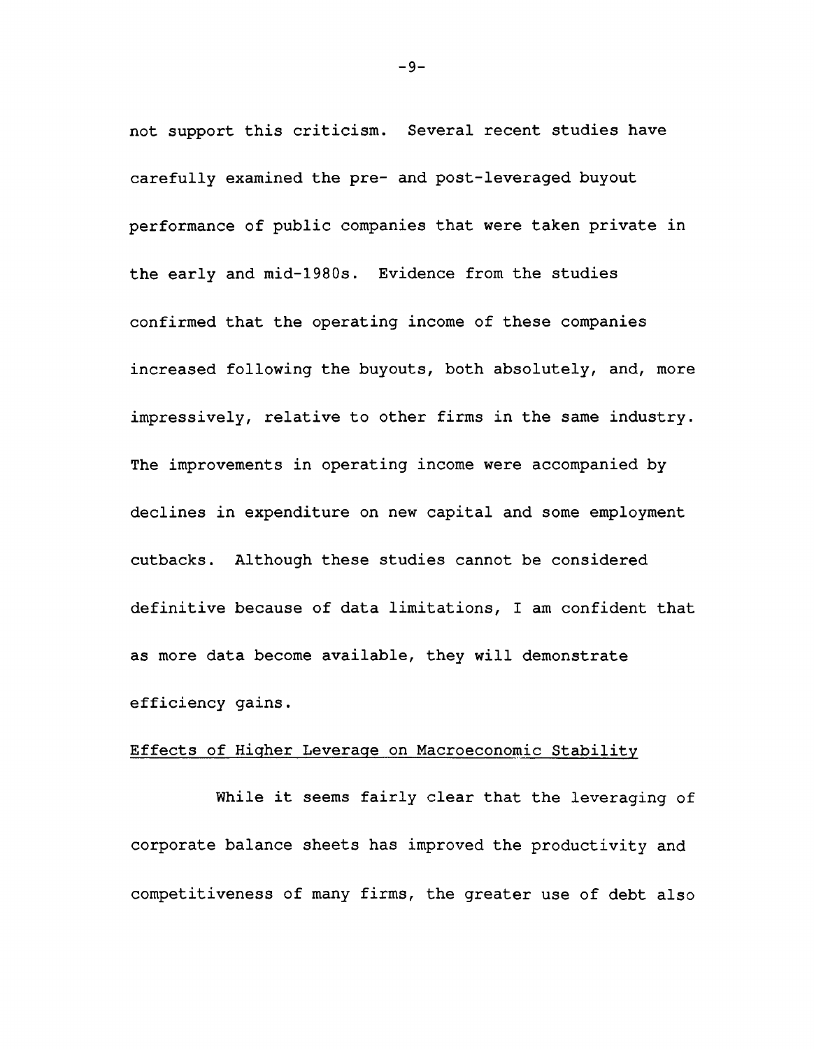not support this criticism. Several recent studies have carefully examined the pre- and post-leveraged buyout performance of public companies that were taken private in the early and mid-1980s. Evidence from the studies confirmed that the operating income of these companies increased following the buyouts, both absolutely, and, more impressively, relative to other firms in the same industry. The improvements in operating income were accompanied by declines in expenditure on new capital and some employment cutbacks. Although these studies cannot be considered definitive because of data limitations, I am confident that as more data become available, they will demonstrate efficiency gains.

## Effects of Higher Leverage on Macroeconomic Stability

While it seems fairly clear that the leveraging of corporate balance sheets has improved the productivity and competitiveness of many firms, the greater use of debt also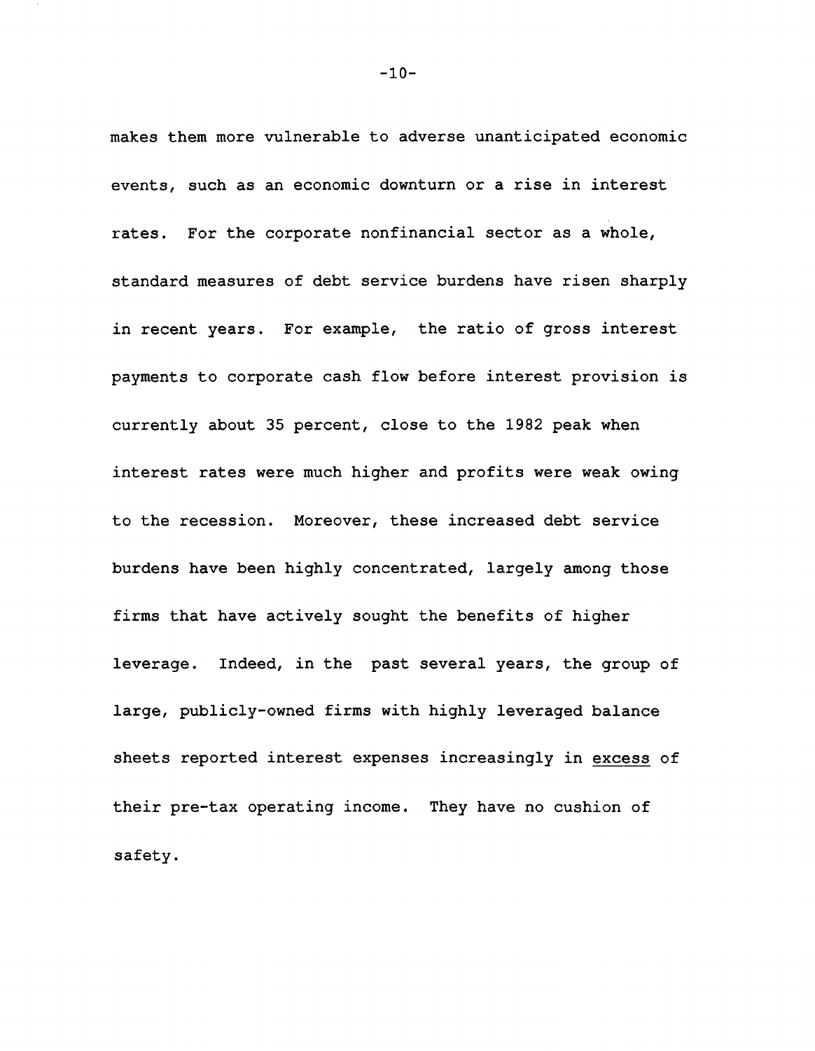makes them more vulnerable to adverse unanticipated economic events, such as an economic downturn or a rise in interest rates. For the corporate nonfinancial sector as a whole, standard measures of debt service burdens have risen sharply in recent years. For example, the ratio of gross interest payments to corporate cash flow before interest provision is currently about 35 percent, close to the 1982 peak when interest rates were much higher and profits were weak owing to the recession. Moreover, these increased debt service burdens have been highly concentrated, largely among those firms that have actively sought the benefits of higher leverage. Indeed, in the past several years, the group of large, publicly-owned firms with highly leveraged balance sheets reported interest expenses increasingly in <u>excess</u> of their pre-tax operating income. They have no cushion of safety.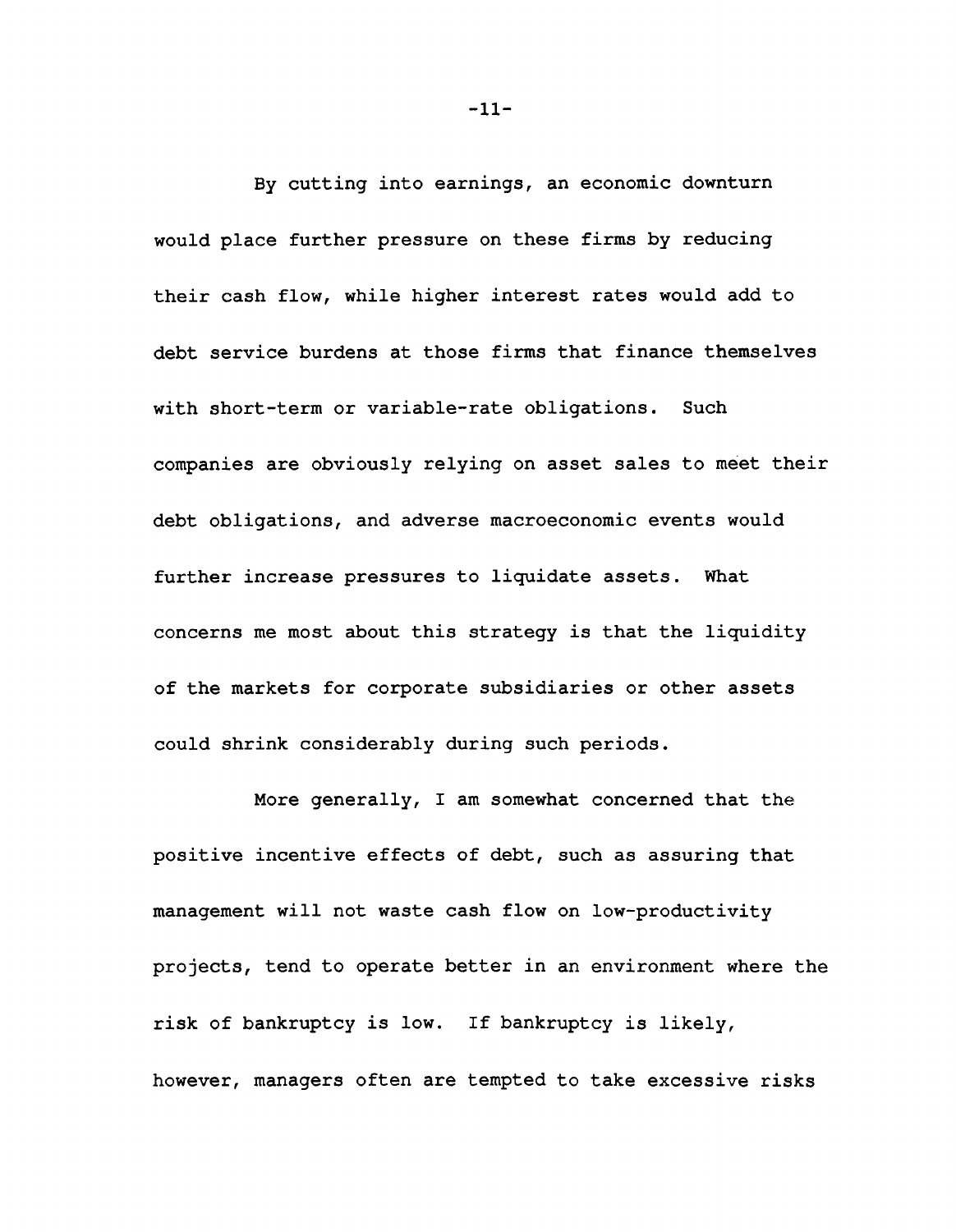By cutting into earnings, an economic downturn would place further pressure on these firms by reducing their cash flow, while higher interest rates would add to debt service burdens at those firms that finance themselves with short-term or variable-rate obligations. Such companies are obviously relying on asset sales to meet their debt obligations, and adverse macroeconomic events would further increase pressures to liquidate assets. What concerns me most about this strategy is that the liquidity of the markets for corporate subsidiaries or other assets could shrink considerably during such periods.

More generally, I am somewhat concerned that the positive incentive effects of debt, such as assuring that management will not waste cash flow on low-productivity projects, tend to operate better in an environment where the risk of bankruptcy is low. If bankruptcy is likely, however, managers often are tempted to take excessive risks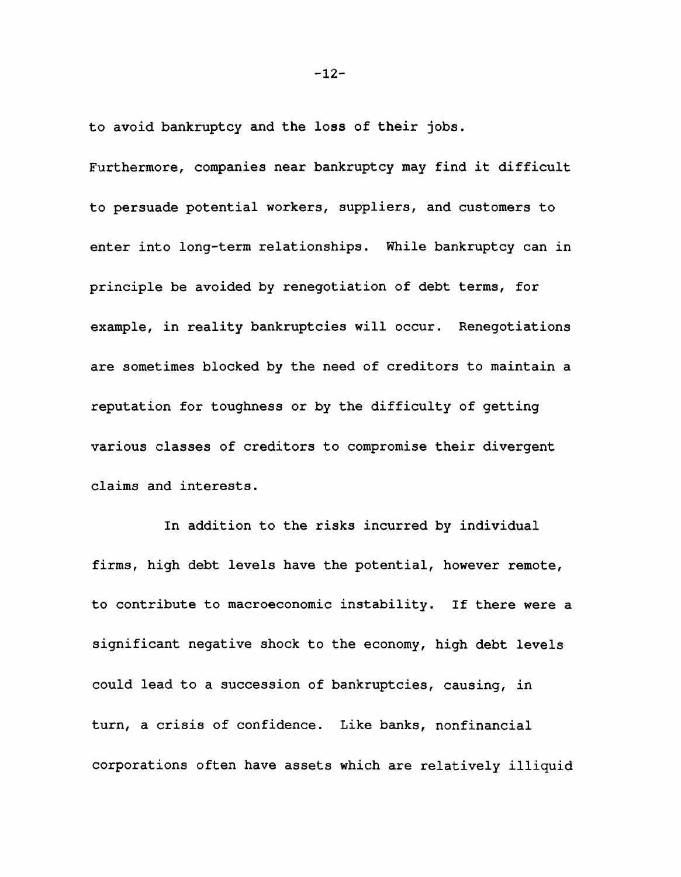to avoid bankruptcy and the loss of their jobs. Furthermore, companies near bankruptcy may find it difficult to persuade potential workers, suppliers, and customers to enter into long-term relationships. While bankruptcy can in principle be avoided by renegotiation of debt terms, for example, in reality bankruptcies will occur. Renegotiations are sometimes blocked by the need of creditors to maintain a reputation for toughness or by the difficulty of getting various classes of creditors to compromise their divergent claims and interests.

In addition to the risks incurred by individual firms, high debt levels have the potential, however remote, to contribute to macroeconomic instability. If there were a significant negative shock to the economy, high debt levels could lead to a succession of bankruptcies, causing, in turn, a crisis of confidence. Like banks, nonfinancial corporations often have assets which are relatively illiquid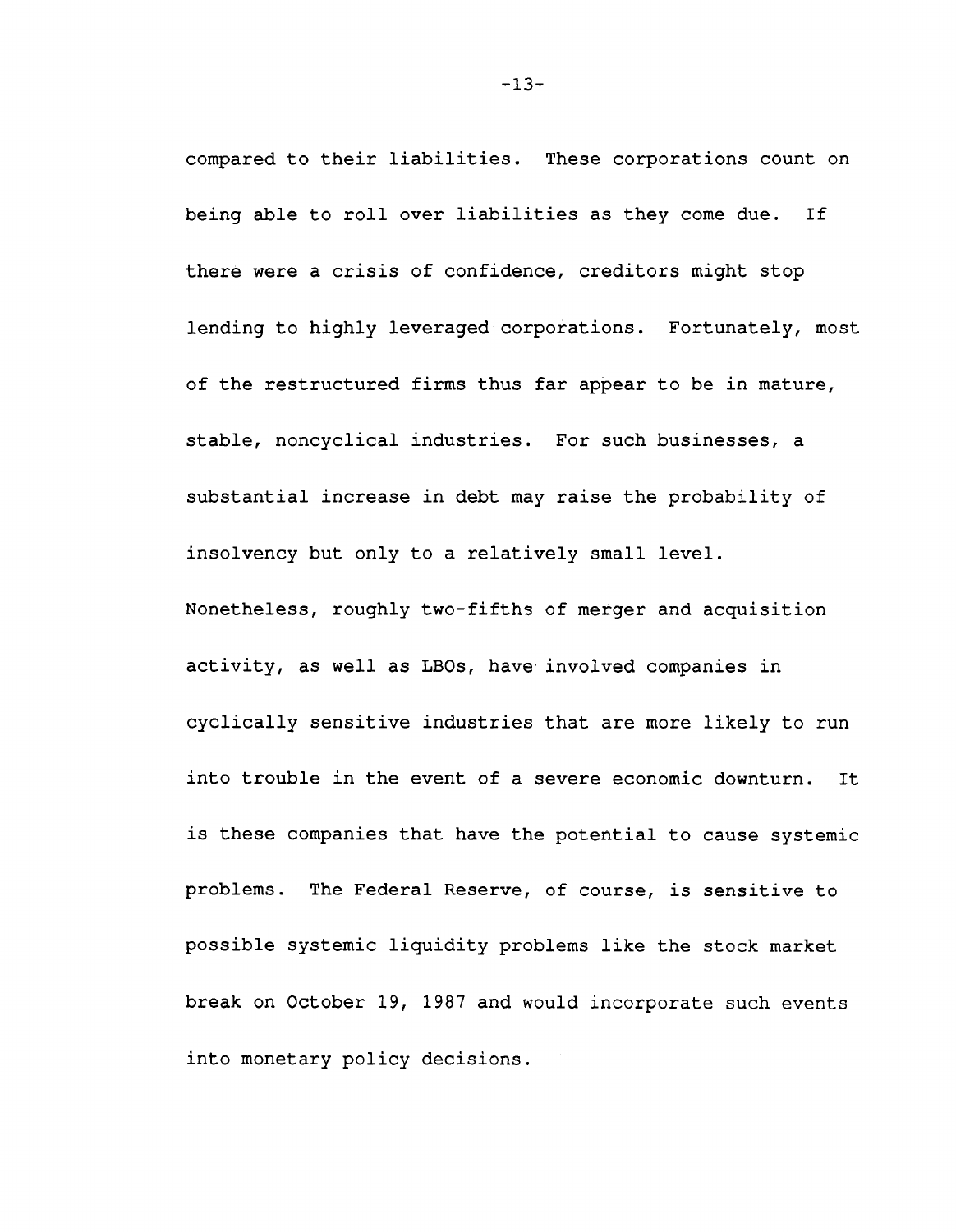compared to their liabilities. These corporations count on being able to roll over liabilities as they come due. If there were a crisis of confidence, creditors might stop lending to highly leveraged corporations. Fortunately, most of the restructured firms thus far appear to be in mature, stable, noncyclical industries. For such businesses, a substantial increase in debt may raise the probability of insolvency but only to a relatively small level. Nonetheless, roughly two-fifths of merger and acquisition activity, as well as LBOs, have involved companies in cyclically sensitive industries that are more likely to run into trouble in the event of a severe economic downturn. It is these companies that have the potential to cause systemic problems. The Federal Reserve, of course, is sensitive to possible systemic liquidity problems like the stock market break on October 19, 1987 and would incorporate such events into monetary policy decisions.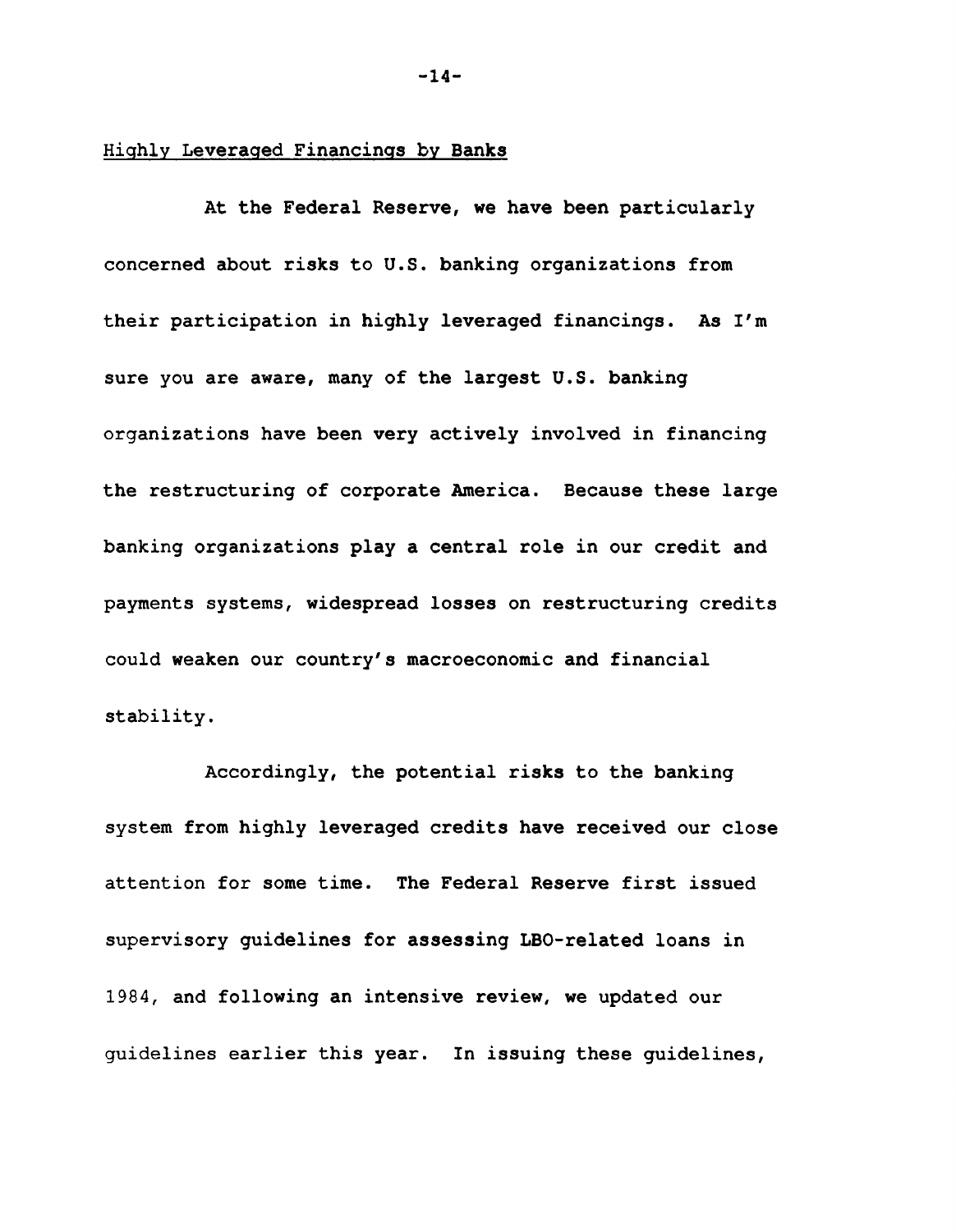## Highly Leveraged Financings by Banks

At the Federal Reserve, we have been particularly concerned about risks to U.S. banking organizations from their participation in highly leveraged financings. As I'm sure you are aware, many of the largest U.S. banking organizations have been very actively involved in financing the restructuring of corporate America. Because these large banking organizations play a central role in our credit and payments systems, widespread losses on restructuring credits could weaken our country's macroeconomic and financial stability.

Accordingly, the potential risks to the banking system from highly leveraged credits have received our close attention for some time. The Federal Reserve first issued supervisory guidelines for assessing LBO-related loans in 1984, and following an intensive review, we updated our guidelines earlier this year. In issuing these guidelines,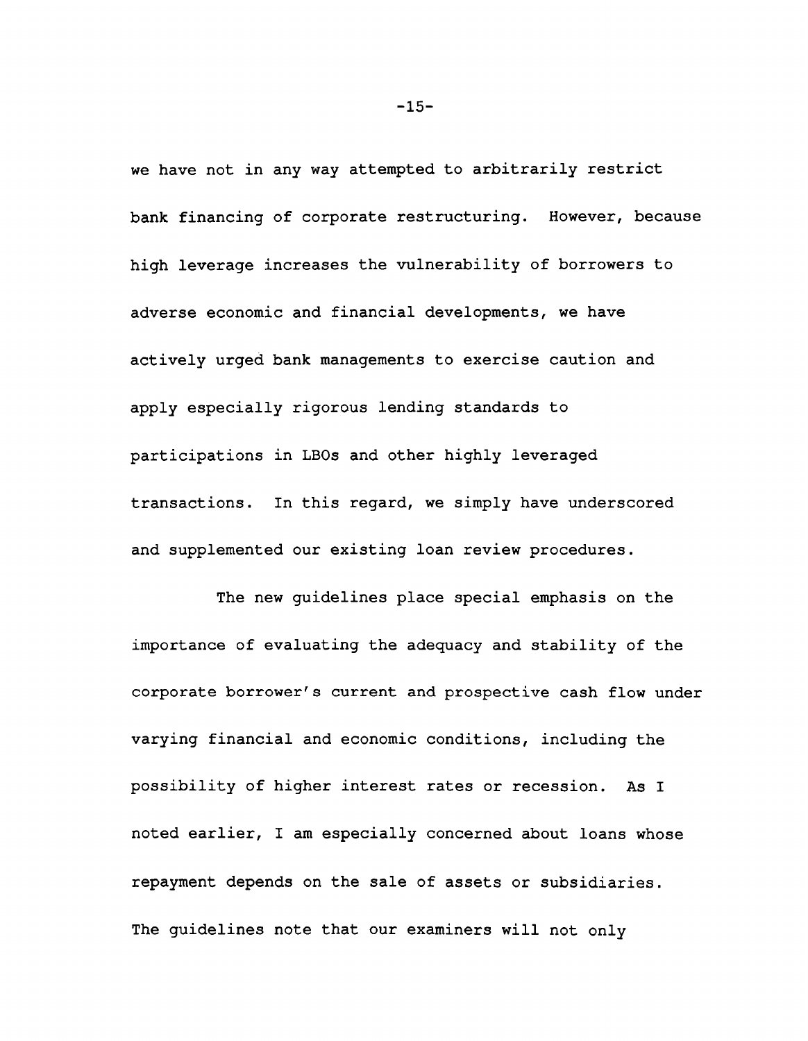we have not in any way attempted to arbitrarily restrict bank financing of corporate restructuring. However, because high leverage increases the vulnerability of borrowers to adverse economic and financial developments, we have actively urged bank managements to exercise caution and apply especially rigorous lending standards to participations in LBOs and other highly leveraged transactions. In this regard, we simply have underscored and supplemented our existing loan review procedures.

The new guidelines place special emphasis on the importance of evaluating the adequacy and stability of the corporate borrower's current and prospective cash flow under varying financial and economic conditions, including the possibility of higher interest rates or recession. As I noted earlier, I am especially concerned about loans whose repayment depends on the sale of assets or subsidiaries. The guidelines note that our examiners will not only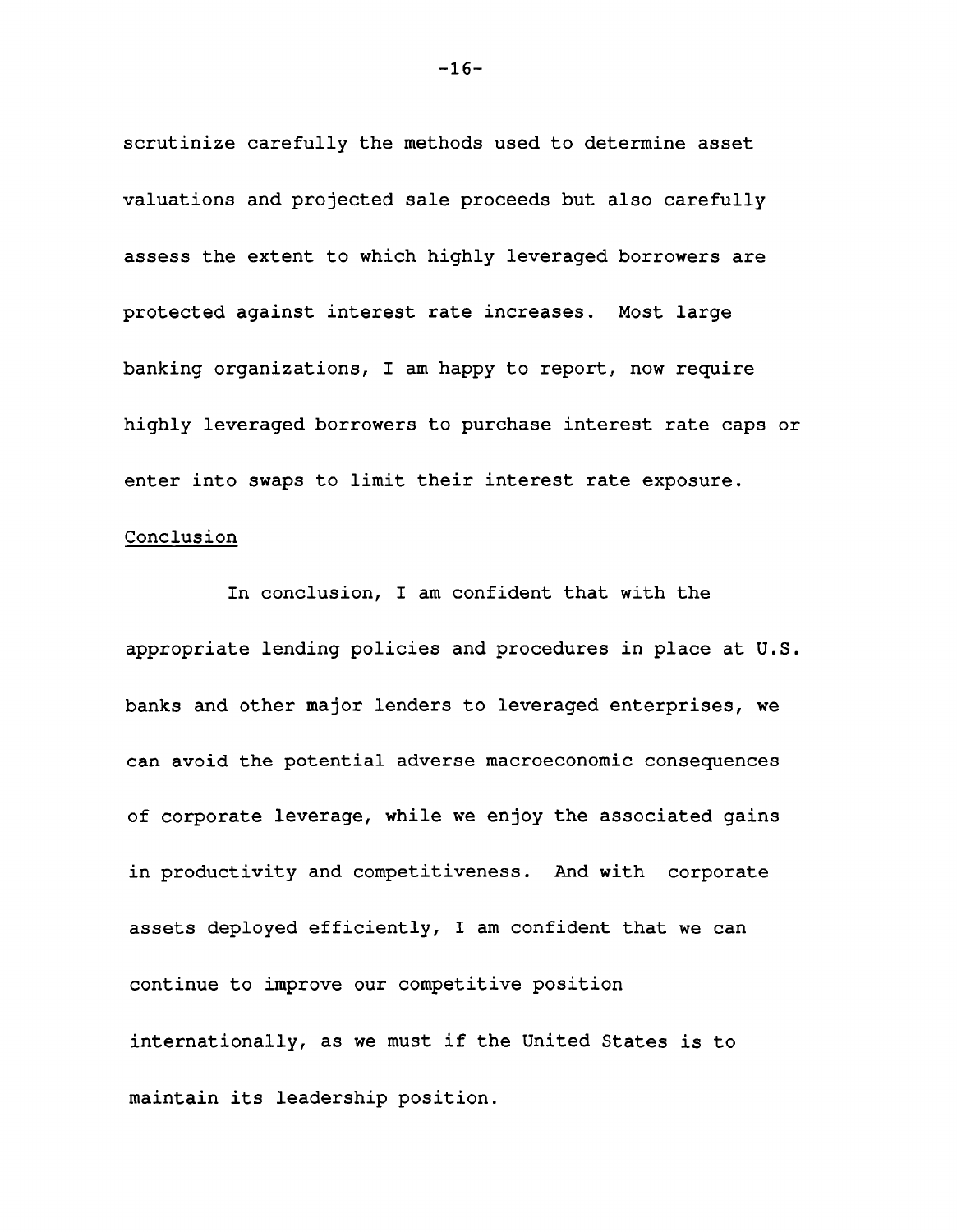scrutinize carefully the methods used to determine asset valuations and projected sale proceeds but also carefully assess the extent to which highly leveraged borrowers are protected against interest rate increases. Most large banking organizations, I am happy to report, now require highly leveraged borrowers to purchase interest rate caps or enter into swaps to limit their interest rate exposure.

## Conclusion

In conclusion, I am confident that with the appropriate lending policies and procedures in place at U.S. banks and other major lenders to leveraged enterprises, we can avoid the potential adverse macroeconomic consequences of corporate leverage, while we enjoy the associated gains in productivity and competitiveness. And with corporate assets deployed efficiently, I am confident that we can continue to improve our competitive position internationally, as we must if the United States is to maintain its leadership position.